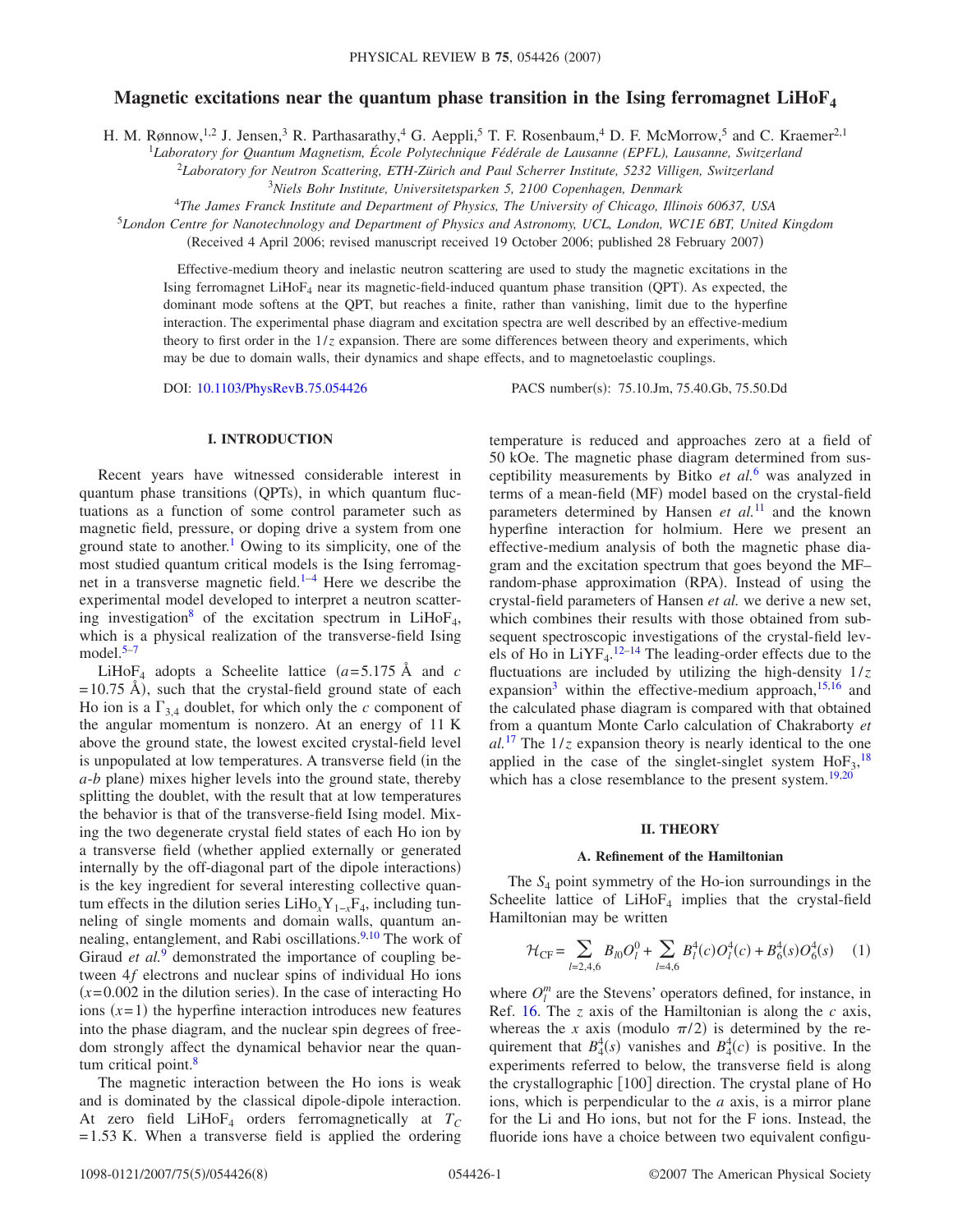# Magnetic excitations near the quantum phase transition in the Ising ferromagnet $LiHoF_4$

H. M. Rønnow,[1,2] J. Jensen,[3] R. Parthasarathy,[4] G. Aeppli,[5] T. F. Rosenbaum,[4] D. F. McMorrow,[5] and C. Kraemer[2,1]

[1]*Laboratory for Quantum Magnetism, École Polytechnique Fédérale de Lausanne (EPFL), Lausanne, Switzerland*

[2]*Laboratory for Neutron Scattering, ETH-Zürich and Paul Scherrer Institute, 5232 Villigen, Switzerland*

[3]*Niels Bohr Institute, Universitetsparken 5, 2100 Copenhagen, Denmark*

[4]*The James Franck Institute and Department of Physics, The University of Chicago, Illinois 60637, USA*

[5]*London Centre for Nanotechnology and Department of Physics and Astronomy, UCL, London, WC1E 6BT, United Kingdom*

(Received 4 April 2006; revised manuscript received 19 October 2006; published 28 February 2007)

Effective-medium theory and inelastic neutron scattering are used to study the magnetic excitations in the Ising ferromagnet $LiHoF_4$ near its magnetic-field-induced quantum phase transition (QPT). As expected, the dominant mode softens at the QPT, but reaches a finite, rather than vanishing, limit due to the hyperfine interaction. The experimental phase diagram and excitation spectra are well described by an effective-medium theory to first order in the $1/z$ expansion. There are some differences between theory and experiments, which may be due to domain walls, their dynamics and shape effects, and to magnetoelastic couplings.

DOI: 10.1103/PhysRevB.75.054426 PACS number(s): 75.10.Jm, 75.40.Gb, 75.50.Dd

## I. INTRODUCTION

Recent years have witnessed considerable interest in quantum phase transitions (QPTs), in which quantum fluctuations as a function of some control parameter such as magnetic field, pressure, or doping drive a system from one ground state to another.[1] Owing to its simplicity, one of the most studied quantum critical models is the Ising ferromagnet in a transverse magnetic field.[1–4] Here we describe the experimental model developed to interpret a neutron scattering investigation[8] of the excitation spectrum in $LiHoF_4$, which is a physical realization of the transverse-field Ising model.[5–7]

$LiHoF_4$ adopts a Scheelite lattice ($a=5.175$ Å and $c=10.75$ Å), such that the crystal-field ground state of each Ho ion is a $\Gamma_{3,4}$ doublet, for which only the $c$ component of the angular momentum is nonzero. At an energy of 11 K above the ground state, the lowest excited crystal-field level is unpopulated at low temperatures. A transverse field (in the $a$-$b$ plane) mixes higher levels into the ground state, thereby splitting the doublet, with the result that at low temperatures the behavior is that of the transverse-field Ising model. Mixing the two degenerate crystal field states of each Ho ion by a transverse field (whether applied externally or generated internally by the off-diagonal part of the dipole interactions) is the key ingredient for several interesting collective quantum effects in the dilution series $LiHo_xY_{1-x}F_4$, including tunneling of single moments and domain walls, quantum annealing, entanglement, and Rabi oscillations.[9,10] The work of Giraud *et al.*[9] demonstrated the importance of coupling between $4f$ electrons and nuclear spins of individual Ho ions ($x=0.002$ in the dilution series). In the case of interacting Ho ions ($x=1$) the hyperfine interaction introduces new features into the phase diagram, and the nuclear spin degrees of freedom strongly affect the dynamical behavior near the quantum critical point.[8]

The magnetic interaction between the Ho ions is weak and is dominated by the classical dipole-dipole interaction. At zero field $LiHoF_4$ orders ferromagnetically at $T_C=1.53$ K. When a transverse field is applied the ordering temperature is reduced and approaches zero at a field of 50 kOe. The magnetic phase diagram determined from susceptibility measurements by Bitko *et al.*[6] was analyzed in terms of a mean-field (MF) model based on the crystal-field parameters determined by Hansen *et al.*[11] and the known hyperfine interaction for holmium. Here we present an effective-medium analysis of both the magnetic phase diagram and the excitation spectrum that goes beyond the MF–random-phase approximation (RPA). Instead of using the crystal-field parameters of Hansen *et al.* we derive a new set, which combines their results with those obtained from subsequent spectroscopic investigations of the crystal-field levels of Ho in $LiYF_4$.[12–14] The leading-order effects due to the fluctuations are included by utilizing the high-density $1/z$ expansion[3] within the effective-medium approach,[15,16] and the calculated phase diagram is compared with that obtained from a quantum Monte Carlo calculation of Chakraborty *et al.*[17] The $1/z$ expansion theory is nearly identical to the one applied in the case of the singlet-singlet system $HoF_3$,[18] which has a close resemblance to the present system.[19,20]

## II. THEORY

### A. Refinement of the Hamiltonian

The $S_4$ point symmetry of the Ho-ion surroundings in the Scheelite lattice of $LiHoF_4$ implies that the crystal-field Hamiltonian may be written

$$\mathcal{H}_{\rm CF} = \sum_{l=2,4,6} B_{l0}O_l^0 + \sum_{l=4,6} B_l^4(c)O_l^4(c) + B_6^4(s)O_6^4(s) \quad (1)$$

where $O_l^m$ are the Stevens' operators defined, for instance, in Ref. 16. The $z$ axis of the Hamiltonian is along the $c$ axis, whereas the $x$ axis (modulo $\pi/2$) is determined by the requirement that $B_4^4(s)$ vanishes and $B_4^4(c)$ is positive. In the experiments referred to below, the transverse field is along the crystallographic [100] direction. The crystal plane of Ho ions, which is perpendicular to the $a$ axis, is a mirror plane for the Li and Ho ions, but not for the F ions. Instead, the fluoride ions have a choice between two equivalent configu-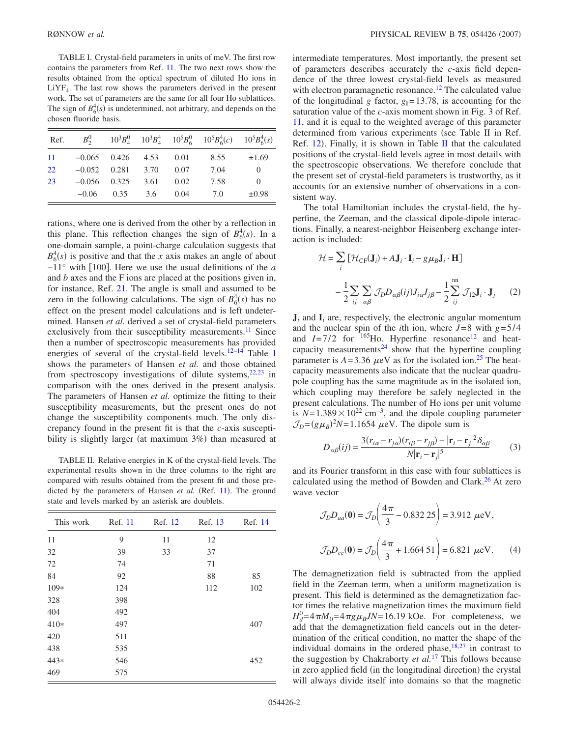TABLE I. Crystal-field parameters in units of meV. The first row contains the parameters from Ref. 11. The two next rows show the results obtained from the optical spectrum of diluted Ho ions in $LiYF_4$. The last row shows the parameters derived in the present work. The set of parameters are the same for all four Ho sublattices. The sign of $B_6^4(s)$ is undetermined, not arbitrary, and depends on the chosen fluoride basis.

| Ref. | $B_2^0$ | $10^3 B_4^0$ | $10^3 B_4^4$ | $10^5 B_6^0$ | $10^5 B_6^4(c)$ | $10^5 B_6^4(s)$ |
|---|---|---|---|---|---|---|
| 11 | −0.065 | 0.426 | 4.53 | 0.01 | 8.55 | ±1.69 |
| 22 | −0.052 | 0.281 | 3.70 | 0.07 | 7.04 | 0 |
| 23 | −0.056 | 0.325 | 3.61 | 0.02 | 7.58 | 0 |
| | −0.06 | 0.35 | 3.6 | 0.04 | 7.0 | ±0.98 |

rations, where one is derived from the other by a reflection in this plane. This reflection changes the sign of $B_6^4(s)$. In a one-domain sample, a point-charge calculation suggests that $B_6^4(s)$ is positive and that the $x$ axis makes an angle of about $-11°$ with [100]. Here we use the usual definitions of the $a$ and $b$ axes and the F ions are placed at the positions given in, for instance, Ref. 21. The angle is small and assumed to be zero in the following calculations. The sign of $B_6^4(s)$ has no effect on the present model calculations and is left undetermined. Hansen *et al.* derived a set of crystal-field parameters exclusively from their susceptibility measurements.[11] Since then a number of spectroscopic measurements has provided energies of several of the crystal-field levels.[12–14] Table I shows the parameters of Hansen *et al.* and those obtained from spectroscopy investigations of dilute systems,[22,23] in comparison with the ones derived in the present analysis. The parameters of Hansen *et al.* optimize the fitting to their susceptibility measurements, but the present ones do not change the susceptibility components much. The only discrepancy found in the present fit is that the $c$-axis susceptibility is slightly larger (at maximum 3%) than measured at intermediate temperatures. Most importantly, the present set of parameters describes accurately the $c$-axis field dependence of the three lowest crystal-field levels as measured with electron paramagnetic resonance.[12] The calculated value of the longitudinal $g$ factor, $g_\parallel = 13.78$, is accounting for the saturation value of the $c$-axis moment shown in Fig. 3 of Ref. 11, and it is equal to the weighted average of this parameter determined from various experiments (see Table II in Ref. Ref. 12). Finally, it is shown in Table II that the calculated positions of the crystal-field levels agree in most details with the spectroscopic observations. We therefore conclude that the present set of crystal-field parameters is trustworthy, as it accounts for an extensive number of observations in a consistent way.

TABLE II. Relative energies in K of the crystal-field levels. The experimental results shown in the three columns to the right are compared with results obtained from the present fit and those predicted by the parameters of Hansen *et al.* (Ref. 11). The ground state and levels marked by an asterisk are doublets.

| This work | Ref. 11 | Ref. 12 | Ref. 13 | Ref. 14 |
|---|---|---|---|---|
| 11 | 9 | 11 | 12 | |
| 32 | 39 | 33 | 37 | |
| 72 | 74 | | 71 | |
| 84 | 92 | | 88 | 85 |
| 109* | 124 | | 112 | 102 |
| 328 | 398 | | | |
| 404 | 492 | | | |
| 410* | 497 | | | 407 |
| 420 | 511 | | | |
| 438 | 535 | | | |
| 443* | 546 | | | 452 |
| 469 | 575 | | | |

The total Hamiltonian includes the crystal-field, the hyperfine, the Zeeman, and the classical dipole-dipole interactions. Finally, a nearest-neighbor Heisenberg exchange interaction is included:

$$\mathcal{H} = \sum_i [\mathcal{H}_{CF}(\mathbf{J}_i) + A\mathbf{J}_i \cdot \mathbf{I}_i - g\mu_B \mathbf{J}_i \cdot \mathbf{H}] - \frac{1}{2}\sum_{ij}\sum_{\alpha\beta} \mathcal{J}_D D_{\alpha\beta}(ij) J_{i\alpha} J_{j\beta} - \frac{1}{2}\sum_{ij}^{\text{nn}} \mathcal{J}_{12} \mathbf{J}_i \cdot \mathbf{J}_j \qquad (2)$$

$\mathbf{J}_i$ and $\mathbf{I}_i$ are, respectively, the electronic angular momentum and the nuclear spin of the $i$th ion, where $J=8$ with $g=5/4$ and $I=7/2$ for $^{165}$Ho. Hyperfine resonance[12] and heat-capacity measurements[24] show that the hyperfine coupling parameter is $A=3.36$ $\mu$eV as for the isolated ion.[25] The heat-capacity measurements also indicate that the nuclear quadrupole coupling has the same magnitude as in the isolated ion, which coupling may therefore be safely neglected in the present calculations. The number of Ho ions per unit volume is $N=1.389\times 10^{22}$ cm$^{-3}$, and the dipole coupling parameter $\mathcal{J}_D=(g\mu_B)^2 N = 1.1654$ $\mu$eV. The dipole sum is

$$D_{\alpha\beta}(ij) = \frac{3(r_{i\alpha}-r_{j\alpha})(r_{i\beta}-r_{j\beta}) - |\mathbf{r}_i-\mathbf{r}_j|^2\delta_{\alpha\beta}}{N|\mathbf{r}_i-\mathbf{r}_j|^5} \qquad (3)$$

and its Fourier transform in this case with four sublattices is calculated using the method of Bowden and Clark.[26] At zero wave vector

$$\mathcal{J}_D D_{aa}(\mathbf{0}) = \mathcal{J}_D\left(\frac{4\pi}{3} - 0.832\,25\right) = 3.912\ \mu\text{eV},$$

$$\mathcal{J}_D D_{cc}(\mathbf{0}) = \mathcal{J}_D\left(\frac{4\pi}{3} + 1.664\,51\right) = 6.821\ \mu\text{eV}. \qquad (4)$$

The demagnetization field is subtracted from the applied field in the Zeeman term, when a uniform magnetization is present. This field is determined as the demagnetization factor times the relative magnetization times the maximum field $H_d^0 = 4\pi M_0 = 4\pi g\mu_B JN = 16.19$ kOe. For completeness, we add that the demagnetization field cancels out in the determination of the critical condition, no matter the shape of the individual domains in the ordered phase,[18,27] in contrast to the suggestion by Chakraborty *et al.*[17] This follows because in zero applied field (in the longitudinal direction) the crystal will always divide itself into domains so that the magnetic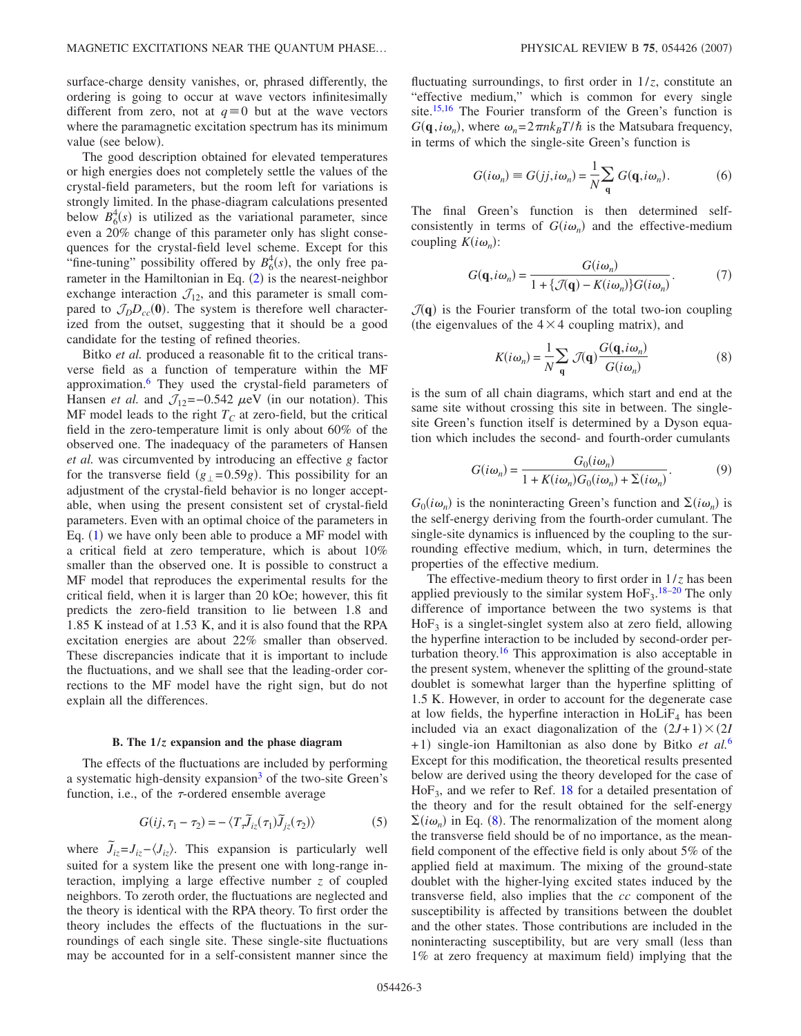surface-charge density vanishes, or, phrased differently, the ordering is going to occur at wave vectors infinitesimally different from zero, not at $q \equiv 0$ but at the wave vectors where the paramagnetic excitation spectrum has its minimum value (see below).

The good description obtained for elevated temperatures or high energies does not completely settle the values of the crystal-field parameters, but the room left for variations is strongly limited. In the phase-diagram calculations presented below $B_6^4(s)$ is utilized as the variational parameter, since even a 20% change of this parameter only has slight consequences for the crystal-field level scheme. Except for this "fine-tuning" possibility offered by $B_6^4(s)$, the only free parameter in the Hamiltonian in Eq. (2) is the nearest-neighbor exchange interaction $\mathcal{J}_{12}$, and this parameter is small compared to $\mathcal{J}_D D_{cc}(\mathbf{0})$. The system is therefore well characterized from the outset, suggesting that it should be a good candidate for the testing of refined theories.

Bitko *et al.* produced a reasonable fit to the critical transverse field as a function of temperature within the MF approximation.[6] They used the crystal-field parameters of Hansen *et al.* and $\mathcal{J}_{12} = -0.542\ \mu\text{eV}$ (in our notation). This MF model leads to the right $T_C$ at zero-field, but the critical field in the zero-temperature limit is only about 60% of the observed one. The inadequacy of the parameters of Hansen *et al.* was circumvented by introducing an effective $g$ factor for the transverse field ($g_\perp = 0.59g$). This possibility for an adjustment of the crystal-field behavior is no longer acceptable, when using the present consistent set of crystal-field parameters. Even with an optimal choice of the parameters in Eq. (1) we have only been able to produce a MF model with a critical field at zero temperature, which is about 10% smaller than the observed one. It is possible to construct a MF model that reproduces the experimental results for the critical field, when it is larger than 20 kOe; however, this fit predicts the zero-field transition to lie between 1.8 and 1.85 K instead of at 1.53 K, and it is also found that the RPA excitation energies are about 22% smaller than observed. These discrepancies indicate that it is important to include the fluctuations, and we shall see that the leading-order corrections to the MF model have the right sign, but do not explain all the differences.

### B. The $1/z$ expansion and the phase diagram

The effects of the fluctuations are included by performing a systematic high-density expansion[3] of the two-site Green's function, i.e., of the $\tau$-ordered ensemble average

$$G(ij,\tau_1-\tau_2) = -\langle T_\tau \tilde{J}_{iz}(\tau_1)\tilde{J}_{jz}(\tau_2)\rangle \tag{5}$$

where $\tilde{J}_{iz} = J_{iz} - \langle J_{iz}\rangle$. This expansion is particularly well suited for a system like the present one with long-range interaction, implying a large effective number $z$ of coupled neighbors. To zeroth order, the fluctuations are neglected and the theory is identical with the RPA theory. To first order the theory includes the effects of the fluctuations in the surroundings of each single site. These single-site fluctuations may be accounted for in a self-consistent manner since the fluctuating surroundings, to first order in $1/z$, constitute an "effective medium," which is common for every single site.[15,16] The Fourier transform of the Green's function is $G(\mathbf{q}, i\omega_n)$, where $\omega_n = 2\pi n k_B T/\hbar$ is the Matsubara frequency, in terms of which the single-site Green's function is

$$G(i\omega_n) \equiv G(jj, i\omega_n) = \frac{1}{N}\sum_{\mathbf{q}} G(\mathbf{q}, i\omega_n). \tag{6}$$

The final Green's function is then determined self-consistently in terms of $G(i\omega_n)$ and the effective-medium coupling $K(i\omega_n)$:

$$G(\mathbf{q}, i\omega_n) = \frac{G(i\omega_n)}{1 + \{\mathcal{J}(\mathbf{q}) - K(i\omega_n)\}G(i\omega_n)}. \tag{7}$$

$\mathcal{J}(\mathbf{q})$ is the Fourier transform of the total two-ion coupling (the eigenvalues of the $4\times 4$ coupling matrix), and

$$K(i\omega_n) = \frac{1}{N}\sum_{\mathbf{q}} \mathcal{J}(\mathbf{q})\frac{G(\mathbf{q}, i\omega_n)}{G(i\omega_n)} \tag{8}$$

is the sum of all chain diagrams, which start and end at the same site without crossing this site in between. The single-site Green's function itself is determined by a Dyson equation which includes the second- and fourth-order cumulants

$$G(i\omega_n) = \frac{G_0(i\omega_n)}{1 + K(i\omega_n)G_0(i\omega_n) + \Sigma(i\omega_n)}. \tag{9}$$

$G_0(i\omega_n)$ is the noninteracting Green's function and $\Sigma(i\omega_n)$ is the self-energy deriving from the fourth-order cumulant. The single-site dynamics is influenced by the coupling to the surrounding effective medium, which, in turn, determines the properties of the effective medium.

The effective-medium theory to first order in $1/z$ has been applied previously to the similar system $HoF_3$.[18–20] The only difference of importance between the two systems is that $HoF_3$ is a singlet-singlet system also at zero field, allowing the hyperfine interaction to be included by second-order perturbation theory.[16] This approximation is also acceptable in the present system, whenever the splitting of the ground-state doublet is somewhat larger than the hyperfine splitting of 1.5 K. However, in order to account for the degenerate case at low fields, the hyperfine interaction in $HoLiF_4$ has been included via an exact diagonalization of the $(2J+1)\times(2I+1)$ single-ion Hamiltonian as also done by Bitko *et al.*[6] Except for this modification, the theoretical results presented below are derived using the theory developed for the case of $HoF_3$, and we refer to Ref. 18 for a detailed presentation of the theory and for the result obtained for the self-energy $\Sigma(i\omega_n)$ in Eq. (8). The renormalization of the moment along the transverse field should be of no importance, as the mean-field component of the effective field is only about 5% of the applied field at maximum. The mixing of the ground-state doublet with the higher-lying excited states induced by the transverse field, also implies that the $cc$ component of the susceptibility is affected by transitions between the doublet and the other states. Those contributions are included in the noninteracting susceptibility, but are very small (less than 1% at zero frequency at maximum field) implying that the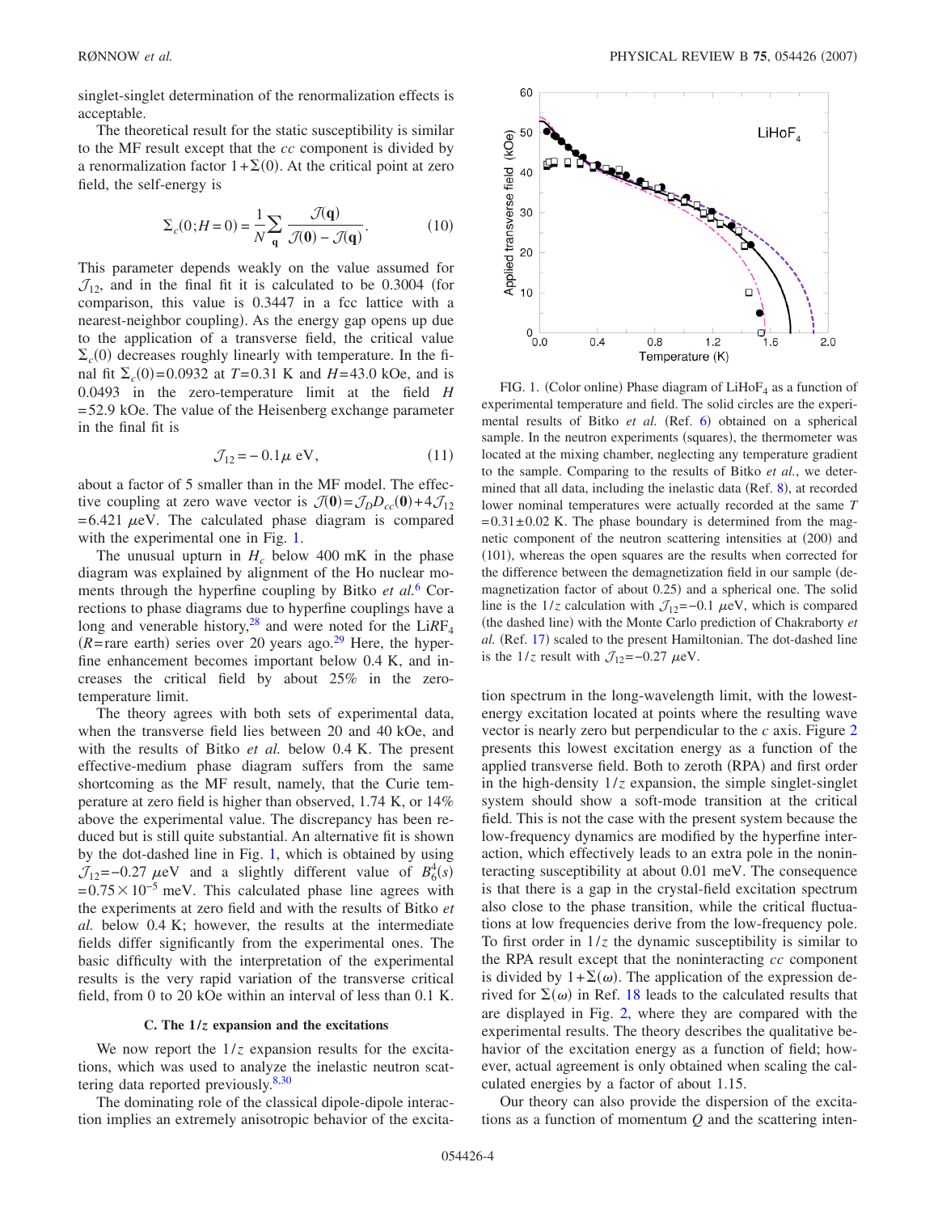singlet-singlet determination of the renormalization effects is acceptable.

The theoretical result for the static susceptibility is similar to the MF result except that the $cc$ component is divided by a renormalization factor $1+\Sigma(0)$. At the critical point at zero field, the self-energy is

$$\Sigma_c(0;H=0) = \frac{1}{N}\sum_{\mathbf{q}} \frac{\mathcal{J}(\mathbf{q})}{\mathcal{J}(\mathbf{0}) - \mathcal{J}(\mathbf{q})}. \tag{10}$$

This parameter depends weakly on the value assumed for $\mathcal{J}_{12}$, and in the final fit it is calculated to be 0.3004 (for comparison, this value is 0.3447 in a fcc lattice with a nearest-neighbor coupling). As the energy gap opens up due to the application of a transverse field, the critical value $\Sigma_c(0)$ decreases roughly linearly with temperature. In the final fit $\Sigma_c(0)=0.0932$ at $T=0.31$ K and $H=43.0$ kOe, and is 0.0493 in the zero-temperature limit at the field $H=52.9$ kOe. The value of the Heisenberg exchange parameter in the final fit is

$$\mathcal{J}_{12} = -0.1\mu \text{ eV}, \tag{11}$$

about a factor of 5 smaller than in the MF model. The effective coupling at zero wave vector is $\mathcal{J}(\mathbf{0})=\mathcal{J}_D D_{cc}(\mathbf{0})+4\mathcal{J}_{12}=6.421$ $\mu$eV. The calculated phase diagram is compared with the experimental one in Fig. 1.

FIG. 1. (Color online) Phase diagram of $LiHoF_4$ as a function of experimental temperature and field. The solid circles are the experimental results of Bitko *et al.* (Ref. 6) obtained on a spherical sample. In the neutron experiments (squares), the thermometer was located at the mixing chamber, neglecting any temperature gradient to the sample. Comparing to the results of Bitko *et al.*, we determined that all data, including the inelastic data (Ref. 8), at recorded lower nominal temperatures were actually recorded at the same $T=0.31\pm0.02$ K. The phase boundary is determined from the magnetic component of the neutron scattering intensities at (200) and (101), whereas the open squares are the results when corrected for the difference between the demagnetization field in our sample (demagnetization factor of about 0.25) and a spherical one. The solid line is the $1/z$ calculation with $\mathcal{J}_{12}=-0.1$ $\mu$eV, which is compared (the dashed line) with the Monte Carlo prediction of Chakraborty *et al.* (Ref. 17) scaled to the present Hamiltonian. The dot-dashed line is the $1/z$ result with $\mathcal{J}_{12}=-0.27$ $\mu$eV.

The unusual upturn in $H_c$ below 400 mK in the phase diagram was explained by alignment of the Ho nuclear moments through the hyperfine coupling by Bitko *et al.*[6] Corrections to phase diagrams due to hyperfine couplings have a long and venerable history,[28] and were noted for the $LiRF_4$ ($R$=rare earth) series over 20 years ago.[29] Here, the hyperfine enhancement becomes important below 0.4 K, and increases the critical field by about 25% in the zero-temperature limit.

The theory agrees with both sets of experimental data, when the transverse field lies between 20 and 40 kOe, and with the results of Bitko *et al.* below 0.4 K. The present effective-medium phase diagram suffers from the same shortcoming as the MF result, namely, that the Curie temperature at zero field is higher than observed, 1.74 K, or 14% above the experimental value. The discrepancy has been reduced but is still quite substantial. An alternative fit is shown by the dot-dashed line in Fig. 1, which is obtained by using $\mathcal{J}_{12}=-0.27$ $\mu$eV and a slightly different value of $B_6^4(s)=0.75\times10^{-5}$ meV. This calculated phase line agrees with the experiments at zero field and with the results of Bitko *et al.* below 0.4 K; however, the results at the intermediate fields differ significantly from the experimental ones. The basic difficulty with the interpretation of the experimental results is the very rapid variation of the transverse critical field, from 0 to 20 kOe within an interval of less than 0.1 K.

### C. The $1/z$ expansion and the excitations

We now report the $1/z$ expansion results for the excitations, which was used to analyze the inelastic neutron scattering data reported previously.[8,30]

The dominating role of the classical dipole-dipole interaction implies an extremely anisotropic behavior of the excitation spectrum in the long-wavelength limit, with the lowest-energy excitation located at points where the resulting wave vector is nearly zero but perpendicular to the $c$ axis. Figure 2 presents this lowest excitation energy as a function of the applied transverse field. Both to zeroth (RPA) and first order in the high-density $1/z$ expansion, the simple singlet-singlet system should show a soft-mode transition at the critical field. This is not the case with the present system because the low-frequency dynamics are modified by the hyperfine interaction, which effectively leads to an extra pole in the noninteracting susceptibility at about 0.01 meV. The consequence is that there is a gap in the crystal-field excitation spectrum also close to the phase transition, while the critical fluctuations at low frequencies derive from the low-frequency pole. To first order in $1/z$ the dynamic susceptibility is similar to the RPA result except that the noninteracting $cc$ component is divided by $1+\Sigma(\omega)$. The application of the expression derived for $\Sigma(\omega)$ in Ref. 18 leads to the calculated results that are displayed in Fig. 2, where they are compared with the experimental results. The theory describes the qualitative behavior of the excitation energy as a function of field; however, actual agreement is only obtained when scaling the calculated energies by a factor of about 1.15.

Our theory can also provide the dispersion of the excitations as a function of momentum $Q$ and the scattering inten-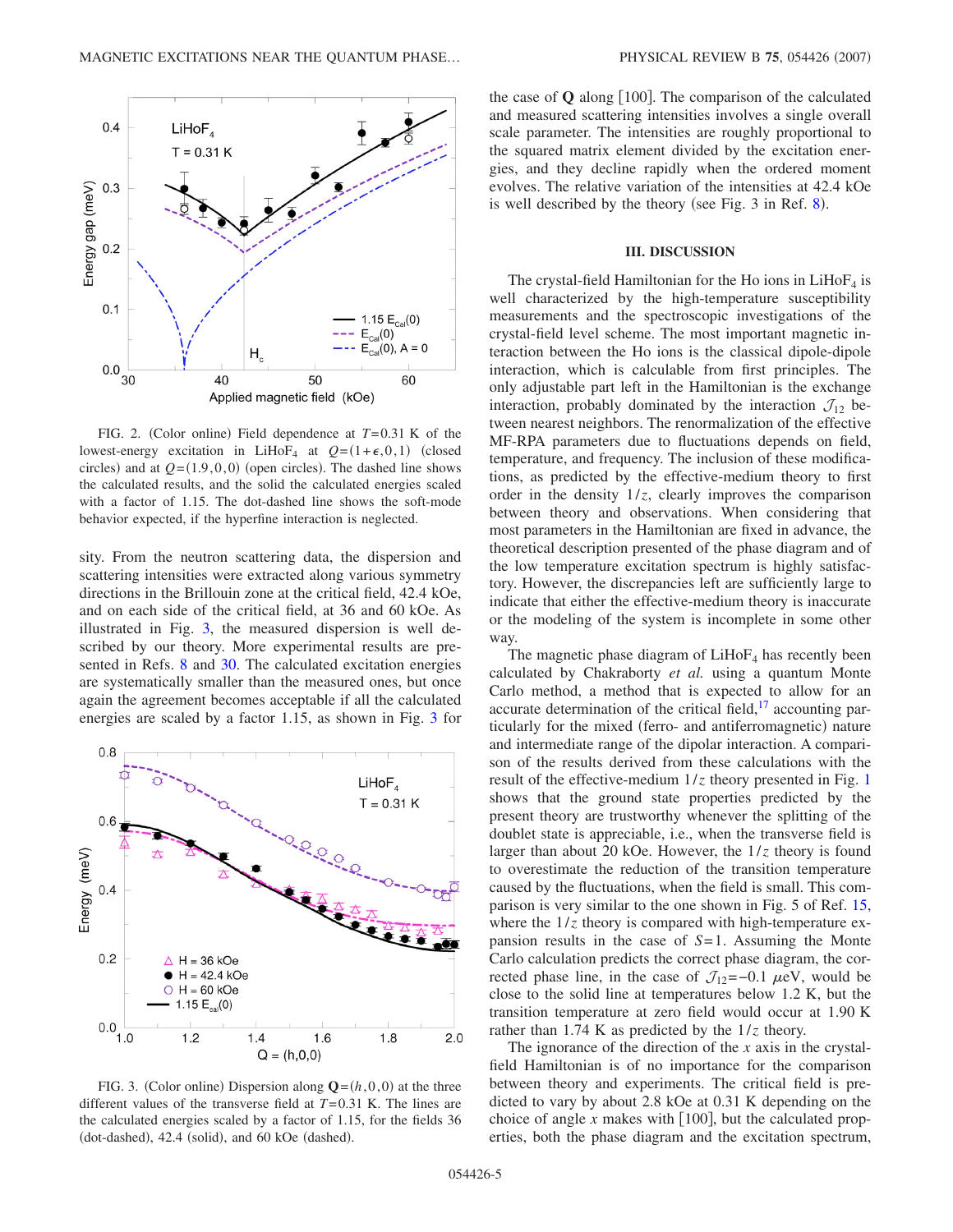FIG. 2. (Color online) Field dependence at $T=0.31$ K of the lowest-energy excitation in $LiHoF_4$ at $Q=(1+\epsilon,0,1)$ (closed circles) and at $Q=(1.9,0,0)$ (open circles). The dashed line shows the calculated results, and the solid the calculated energies scaled with a factor of 1.15. The dot-dashed line shows the soft-mode behavior expected, if the hyperfine interaction is neglected.

sity. From the neutron scattering data, the dispersion and scattering intensities were extracted along various symmetry directions in the Brillouin zone at the critical field, 42.4 kOe, and on each side of the critical field, at 36 and 60 kOe. As illustrated in Fig. 3, the measured dispersion is well described by our theory. More experimental results are presented in Refs. 8 and 30. The calculated excitation energies are systematically smaller than the measured ones, but once again the agreement becomes acceptable if all the calculated energies are scaled by a factor 1.15, as shown in Fig. 3 for the case of **Q** along [100]. The comparison of the calculated and measured scattering intensities involves a single overall scale parameter. The intensities are roughly proportional to the squared matrix element divided by the excitation energies, and they decline rapidly when the ordered moment evolves. The relative variation of the intensities at 42.4 kOe is well described by the theory (see Fig. 3 in Ref. 8).

FIG. 3. (Color online) Dispersion along $\mathbf{Q}=(h,0,0)$ at the three different values of the transverse field at $T=0.31$ K. The lines are the calculated energies scaled by a factor of 1.15, for the fields 36 (dot-dashed), 42.4 (solid), and 60 kOe (dashed).

## III. DISCUSSION

The crystal-field Hamiltonian for the Ho ions in $LiHoF_4$ is well characterized by the high-temperature susceptibility measurements and the spectroscopic investigations of the crystal-field level scheme. The most important magnetic interaction between the Ho ions is the classical dipole-dipole interaction, which is calculable from first principles. The only adjustable part left in the Hamiltonian is the exchange interaction, probably dominated by the interaction $\mathcal{J}_{12}$ between nearest neighbors. The renormalization of the effective MF-RPA parameters due to fluctuations depends on field, temperature, and frequency. The inclusion of these modifications, as predicted by the effective-medium theory to first order in the density $1/z$, clearly improves the comparison between theory and observations. When considering that most parameters in the Hamiltonian are fixed in advance, the theoretical description presented of the phase diagram and of the low temperature excitation spectrum is highly satisfactory. However, the discrepancies left are sufficiently large to indicate that either the effective-medium theory is inaccurate or the modeling of the system is incomplete in some other way.

The magnetic phase diagram of $LiHoF_4$ has recently been calculated by Chakraborty *et al.* using a quantum Monte Carlo method, a method that is expected to allow for an accurate determination of the critical field,[17] accounting particularly for the mixed (ferro- and antiferromagnetic) nature and intermediate range of the dipolar interaction. A comparison of the results derived from these calculations with the result of the effective-medium $1/z$ theory presented in Fig. 1 shows that the ground state properties predicted by the present theory are trustworthy whenever the splitting of the doublet state is appreciable, i.e., when the transverse field is larger than about 20 kOe. However, the $1/z$ theory is found to overestimate the reduction of the transition temperature caused by the fluctuations, when the field is small. This comparison is very similar to the one shown in Fig. 5 of Ref. 15, where the $1/z$ theory is compared with high-temperature expansion results in the case of $S=1$. Assuming the Monte Carlo calculation predicts the correct phase diagram, the corrected phase line, in the case of $\mathcal{J}_{12}=-0.1$ $\mu$eV, would be close to the solid line at temperatures below 1.2 K, but the transition temperature at zero field would occur at 1.90 K rather than 1.74 K as predicted by the $1/z$ theory.

The ignorance of the direction of the $x$ axis in the crystal-field Hamiltonian is of no importance for the comparison between theory and experiments. The critical field is predicted to vary by about 2.8 kOe at 0.31 K depending on the choice of angle $x$ makes with [100], but the calculated properties, both the phase diagram and the excitation spectrum,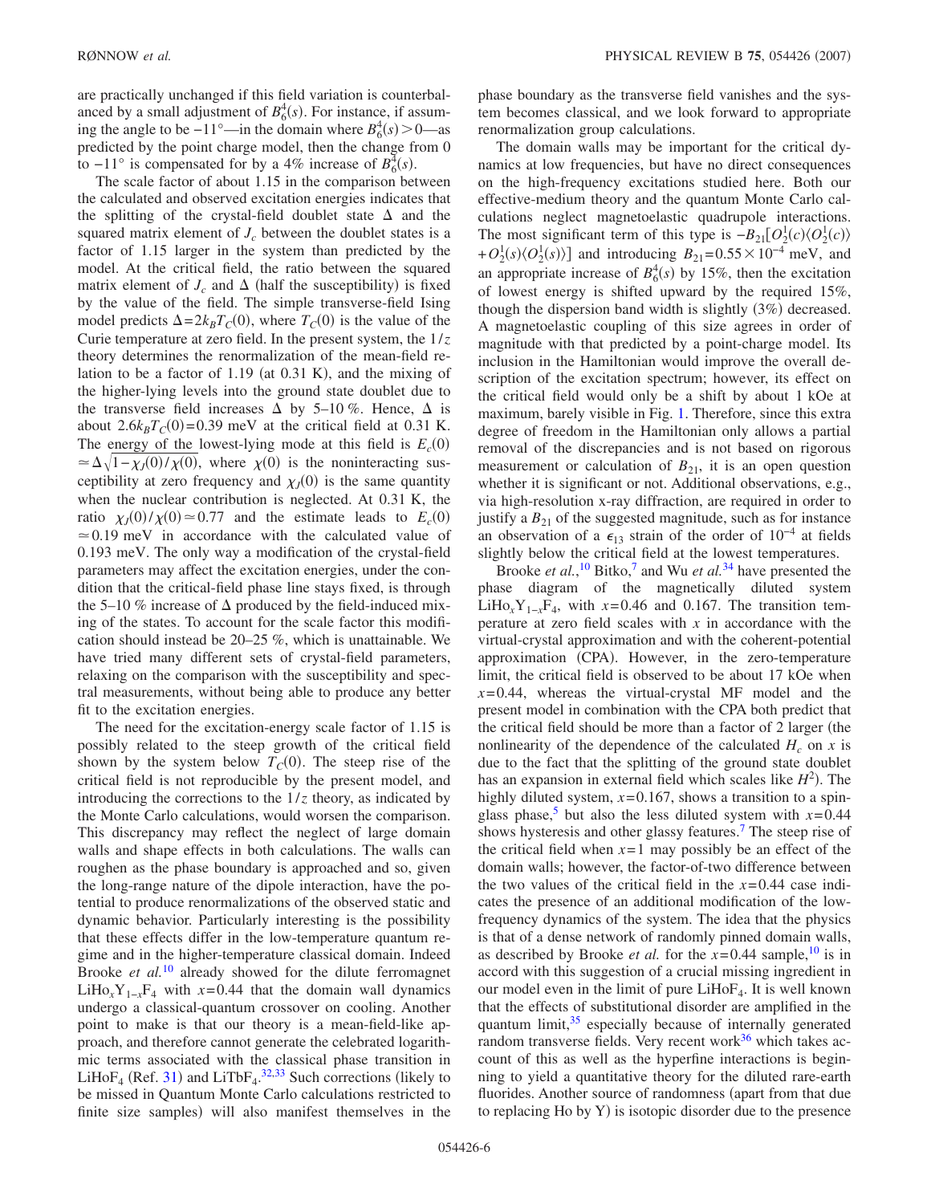are practically unchanged if this field variation is counterbalanced by a small adjustment of $B_6^4(s)$. For instance, if assuming the angle to be $-11°$—in the domain where $B_6^4(s) > 0$—as predicted by the point charge model, then the change from 0 to $-11°$ is compensated for by a 4% increase of $B_6^4(s)$.

The scale factor of about 1.15 in the comparison between the calculated and observed excitation energies indicates that the splitting of the crystal-field doublet state $\Delta$ and the squared matrix element of $J_c$ between the doublet states is a factor of 1.15 larger in the system than predicted by the model. At the critical field, the ratio between the squared matrix element of $J_c$ and $\Delta$ (half the susceptibility) is fixed by the value of the field. The simple transverse-field Ising model predicts $\Delta = 2k_B T_C(0)$, where $T_C(0)$ is the value of the Curie temperature at zero field. In the present system, the $1/z$ theory determines the renormalization of the mean-field relation to be a factor of 1.19 (at 0.31 K), and the mixing of the higher-lying levels into the ground state doublet due to the transverse field increases $\Delta$ by 5–10 %. Hence, $\Delta$ is about $2.6k_B T_C(0) = 0.39$ meV at the critical field at 0.31 K. The energy of the lowest-lying mode at this field is $E_c(0) \simeq \Delta\sqrt{1-\chi_J(0)/\chi(0)}$, where $\chi(0)$ is the noninteracting susceptibility at zero frequency and $\chi_J(0)$ is the same quantity when the nuclear contribution is neglected. At 0.31 K, the ratio $\chi_J(0)/\chi(0) \simeq 0.77$ and the estimate leads to $E_c(0) \simeq 0.19$ meV in accordance with the calculated value of 0.193 meV. The only way a modification of the crystal-field parameters may affect the excitation energies, under the condition that the critical-field phase line stays fixed, is through the 5–10 % increase of $\Delta$ produced by the field-induced mixing of the states. To account for the scale factor this modification should instead be 20–25 %, which is unattainable. We have tried many different sets of crystal-field parameters, relaxing on the comparison with the susceptibility and spectral measurements, without being able to produce any better fit to the excitation energies.

The need for the excitation-energy scale factor of 1.15 is possibly related to the steep growth of the critical field shown by the system below $T_C(0)$. The steep rise of the critical field is not reproducible by the present model, and introducing the corrections to the $1/z$ theory, as indicated by the Monte Carlo calculations, would worsen the comparison. This discrepancy may reflect the neglect of large domain walls and shape effects in both calculations. The walls can roughen as the phase boundary is approached and so, given the long-range nature of the dipole interaction, have the potential to produce renormalizations of the observed static and dynamic behavior. Particularly interesting is the possibility that these effects differ in the low-temperature quantum regime and in the higher-temperature classical domain. Indeed Brooke *et al.*[10] already showed for the dilute ferromagnet $LiHo_xY_{1-x}F_4$ with $x = 0.44$ that the domain wall dynamics undergo a classical-quantum crossover on cooling. Another point to make is that our theory is a mean-field-like approach, and therefore cannot generate the celebrated logarithmic terms associated with the classical phase transition in $LiHoF_4$ (Ref. 31) and $LiTbF_4$.[32,33] Such corrections (likely to be missed in Quantum Monte Carlo calculations restricted to finite size samples) will also manifest themselves in the phase boundary as the transverse field vanishes and the system becomes classical, and we look forward to appropriate renormalization group calculations.

The domain walls may be important for the critical dynamics at low frequencies, but have no direct consequences on the high-frequency excitations studied here. Both our effective-medium theory and the quantum Monte Carlo calculations neglect magnetoelastic quadrupole interactions. The most significant term of this type is $-B_{21}[O_2^1(c)\langle O_2^1(c)\rangle + O_2^1(s)\langle O_2^1(s)\rangle]$ and introducing $B_{21} = 0.55 \times 10^{-4}$ meV, and an appropriate increase of $B_6^4(s)$ by 15%, then the excitation of lowest energy is shifted upward by the required 15%, though the dispersion band width is slightly (3%) decreased. A magnetoelastic coupling of this size agrees in order of magnitude with that predicted by a point-charge model. Its inclusion in the Hamiltonian would improve the overall description of the excitation spectrum; however, its effect on the critical field would only be a shift by about 1 kOe at maximum, barely visible in Fig. 1. Therefore, since this extra degree of freedom in the Hamiltonian only allows a partial removal of the discrepancies and is not based on rigorous measurement or calculation of $B_{21}$, it is an open question whether it is significant or not. Additional observations, e.g., via high-resolution x-ray diffraction, are required in order to justify a $B_{21}$ of the suggested magnitude, such as for instance an observation of a $\epsilon_{13}$ strain of the order of $10^{-4}$ at fields slightly below the critical field at the lowest temperatures.

Brooke *et al.*,[10] Bitko,[7] and Wu *et al.*[34] have presented the phase diagram of the magnetically diluted system $LiHo_xY_{1-x}F_4$, with $x = 0.46$ and 0.167. The transition temperature at zero field scales with $x$ in accordance with the virtual-crystal approximation and with the coherent-potential approximation (CPA). However, in the zero-temperature limit, the critical field is observed to be about 17 kOe when $x = 0.44$, whereas the virtual-crystal MF model and the present model in combination with the CPA both predict that the critical field should be more than a factor of 2 larger (the nonlinearity of the dependence of the calculated $H_c$ on $x$ is due to the fact that the splitting of the ground state doublet has an expansion in external field which scales like $H^2$). The highly diluted system, $x = 0.167$, shows a transition to a spin-glass phase,[5] but also the less diluted system with $x = 0.44$ shows hysteresis and other glassy features.[7] The steep rise of the critical field when $x = 1$ may possibly be an effect of the domain walls; however, the factor-of-two difference between the two values of the critical field in the $x = 0.44$ case indicates the presence of an additional modification of the low-frequency dynamics of the system. The idea that the physics is that of a dense network of randomly pinned domain walls, as described by Brooke *et al.* for the $x = 0.44$ sample,[10] is in accord with this suggestion of a crucial missing ingredient in our model even in the limit of pure $LiHoF_4$. It is well known that the effects of substitutional disorder are amplified in the quantum limit,[35] especially because of internally generated random transverse fields. Very recent work[36] which takes account of this as well as the hyperfine interactions is beginning to yield a quantitative theory for the diluted rare-earth fluorides. Another source of randomness (apart from that due to replacing Ho by Y) is isotopic disorder due to the presence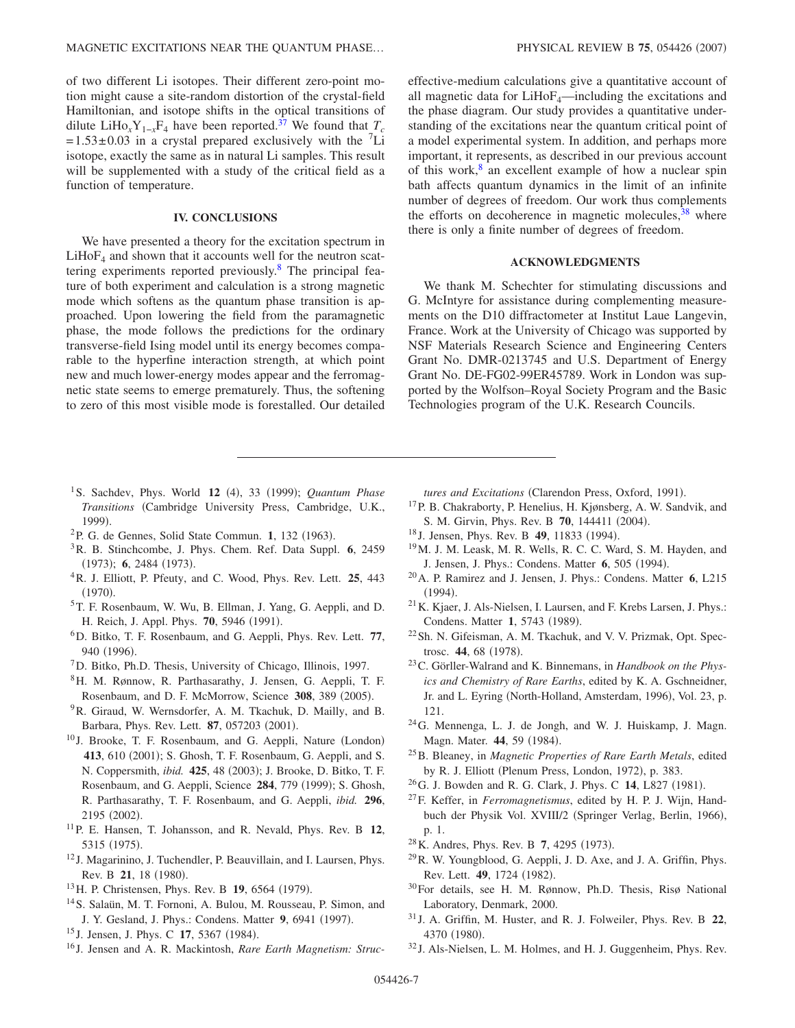of two different Li isotopes. Their different zero-point motion might cause a site-random distortion of the crystal-field Hamiltonian, and isotope shifts in the optical transitions of dilute $LiHo_xY_{1-x}F_4$ have been reported.[37] We found that $T_c = 1.53 \pm 0.03$ in a crystal prepared exclusively with the $^7Li$ isotope, exactly the same as in natural Li samples. This result will be supplemented with a study of the critical field as a function of temperature.

## IV. CONCLUSIONS

We have presented a theory for the excitation spectrum in $LiHoF_4$ and shown that it accounts well for the neutron scattering experiments reported previously.[8] The principal feature of both experiment and calculation is a strong magnetic mode which softens as the quantum phase transition is approached. Upon lowering the field from the paramagnetic phase, the mode follows the predictions for the ordinary transverse-field Ising model until its energy becomes comparable to the hyperfine interaction strength, at which point new and much lower-energy modes appear and the ferromagnetic state seems to emerge prematurely. Thus, the softening to zero of this most visible mode is forestalled. Our detailed effective-medium calculations give a quantitative account of all magnetic data for $LiHoF_4$—including the excitations and the phase diagram. Our study provides a quantitative understanding of the excitations near the quantum critical point of a model experimental system. In addition, and perhaps more important, it represents, as described in our previous account of this work,[8] an excellent example of how a nuclear spin bath affects quantum dynamics in the limit of an infinite number of degrees of freedom. Our work thus complements the efforts on decoherence in magnetic molecules,[38] where there is only a finite number of degrees of freedom.

## ACKNOWLEDGMENTS

We thank M. Schechter for stimulating discussions and G. McIntyre for assistance during complementing measurements on the D10 diffractometer at Institut Laue Langevin, France. Work at the University of Chicago was supported by NSF Materials Research Science and Engineering Centers Grant No. DMR-0213745 and U.S. Department of Energy Grant No. DE-FG02-99ER45789. Work in London was supported by the Wolfson–Royal Society Program and the Basic Technologies program of the U.K. Research Councils.

---

[1] S. Sachdev, Phys. World **12** (4), 33 (1999); *Quantum Phase Transitions* (Cambridge University Press, Cambridge, U.K., 1999).

[2] P. G. de Gennes, Solid State Commun. **1**, 132 (1963).

[3] R. B. Stinchcombe, J. Phys. Chem. Ref. Data Suppl. **6**, 2459 (1973); **6**, 2484 (1973).

[4] R. J. Elliott, P. Pfeuty, and C. Wood, Phys. Rev. Lett. **25**, 443 (1970).

[5] T. F. Rosenbaum, W. Wu, B. Ellman, J. Yang, G. Aeppli, and D. H. Reich, J. Appl. Phys. **70**, 5946 (1991).

[6] D. Bitko, T. F. Rosenbaum, and G. Aeppli, Phys. Rev. Lett. **77**, 940 (1996).

[7] D. Bitko, Ph.D. Thesis, University of Chicago, Illinois, 1997.

[8] H. M. Rønnow, R. Parthasarathy, J. Jensen, G. Aeppli, T. F. Rosenbaum, and D. F. McMorrow, Science **308**, 389 (2005).

[9] R. Giraud, W. Wernsdorfer, A. M. Tkachuk, D. Mailly, and B. Barbara, Phys. Rev. Lett. **87**, 057203 (2001).

[10] J. Brooke, T. F. Rosenbaum, and G. Aeppli, Nature (London) **413**, 610 (2001); S. Ghosh, T. F. Rosenbaum, G. Aeppli, and S. N. Coppersmith, *ibid.* **425**, 48 (2003); J. Brooke, D. Bitko, T. F. Rosenbaum, and G. Aeppli, Science **284**, 779 (1999); S. Ghosh, R. Parthasarathy, T. F. Rosenbaum, and G. Aeppli, *ibid.* **296**, 2195 (2002).

[11] P. E. Hansen, T. Johansson, and R. Nevald, Phys. Rev. B **12**, 5315 (1975).

[12] J. Magarinino, J. Tuchendler, P. Beauvillain, and I. Laursen, Phys. Rev. B **21**, 18 (1980).

[13] H. P. Christensen, Phys. Rev. B **19**, 6564 (1979).

[14] S. Salaün, M. T. Fornoni, A. Bulou, M. Rousseau, P. Simon, and J. Y. Gesland, J. Phys.: Condens. Matter **9**, 6941 (1997).

[15] J. Jensen, J. Phys. C **17**, 5367 (1984).

[16] J. Jensen and A. R. Mackintosh, *Rare Earth Magnetism: Structures and Excitations* (Clarendon Press, Oxford, 1991).

[17] P. B. Chakraborty, P. Henelius, H. Kjønsberg, A. W. Sandvik, and S. M. Girvin, Phys. Rev. B **70**, 144411 (2004).

[18] J. Jensen, Phys. Rev. B **49**, 11833 (1994).

[19] M. J. M. Leask, M. R. Wells, R. C. C. Ward, S. M. Hayden, and J. Jensen, J. Phys.: Condens. Matter **6**, 505 (1994).

[20] A. P. Ramirez and J. Jensen, J. Phys.: Condens. Matter **6**, L215 (1994).

[21] K. Kjaer, J. Als-Nielsen, I. Laursen, and F. Krebs Larsen, J. Phys.: Condens. Matter **1**, 5743 (1989).

[22] Sh. N. Gifeisman, A. M. Tkachuk, and V. V. Prizmak, Opt. Spectrosc. **44**, 68 (1978).

[23] C. Görller-Walrand and K. Binnemans, in *Handbook on the Physics and Chemistry of Rare Earths*, edited by K. A. Gschneidner, Jr. and L. Eyring (North-Holland, Amsterdam, 1996), Vol. 23, p. 121.

[24] G. Mennenga, L. J. de Jongh, and W. J. Huiskamp, J. Magn. Magn. Mater. **44**, 59 (1984).

[25] B. Bleaney, in *Magnetic Properties of Rare Earth Metals*, edited by R. J. Elliott (Plenum Press, London, 1972), p. 383.

[26] G. J. Bowden and R. G. Clark, J. Phys. C **14**, L827 (1981).

[27] F. Keffer, in *Ferromagnetismus*, edited by H. P. J. Wijn, Handbuch der Physik Vol. XVIII/2 (Springer Verlag, Berlin, 1966), p. 1.

[28] K. Andres, Phys. Rev. B **7**, 4295 (1973).

[29] R. W. Youngblood, G. Aeppli, J. D. Axe, and J. A. Griffin, Phys. Rev. Lett. **49**, 1724 (1982).

[30] For details, see H. M. Rønnow, Ph.D. Thesis, Risø National Laboratory, Denmark, 2000.

[31] J. A. Griffin, M. Huster, and R. J. Folweiler, Phys. Rev. B **22**, 4370 (1980).

[32] J. Als-Nielsen, L. M. Holmes, and H. J. Guggenheim, Phys. Rev.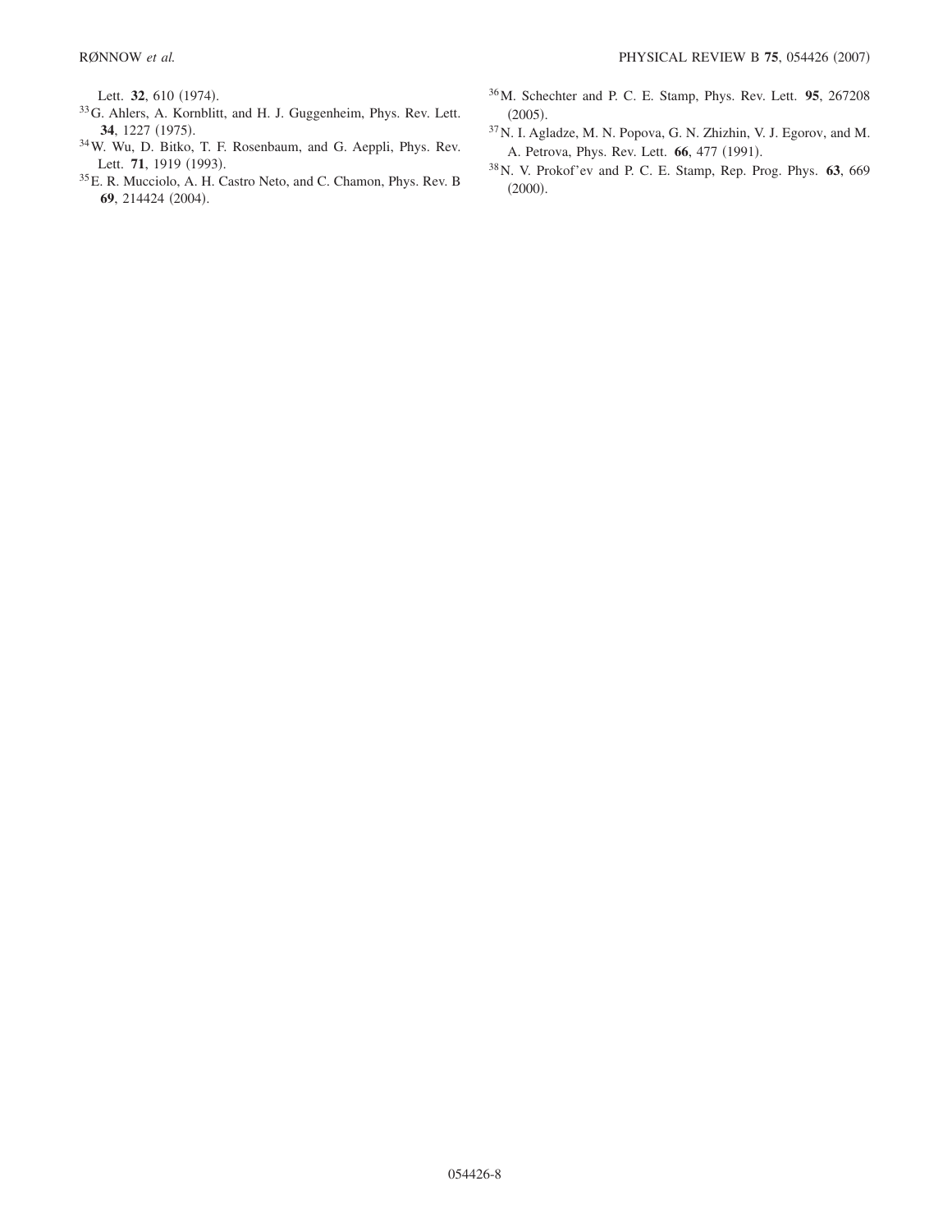Lett. **32**, 610 (1974).

[33] G. Ahlers, A. Kornblitt, and H. J. Guggenheim, Phys. Rev. Lett. **34**, 1227 (1975).

[34] W. Wu, D. Bitko, T. F. Rosenbaum, and G. Aeppli, Phys. Rev. Lett. **71**, 1919 (1993).

[35] E. R. Mucciolo, A. H. Castro Neto, and C. Chamon, Phys. Rev. B **69**, 214424 (2004).

[36] M. Schechter and P. C. E. Stamp, Phys. Rev. Lett. **95**, 267208 (2005).

[37] N. I. Agladze, M. N. Popova, G. N. Zhizhin, V. J. Egorov, and M. A. Petrova, Phys. Rev. Lett. **66**, 477 (1991).

[38] N. V. Prokof'ev and P. C. E. Stamp, Rep. Prog. Phys. **63**, 669 (2000).